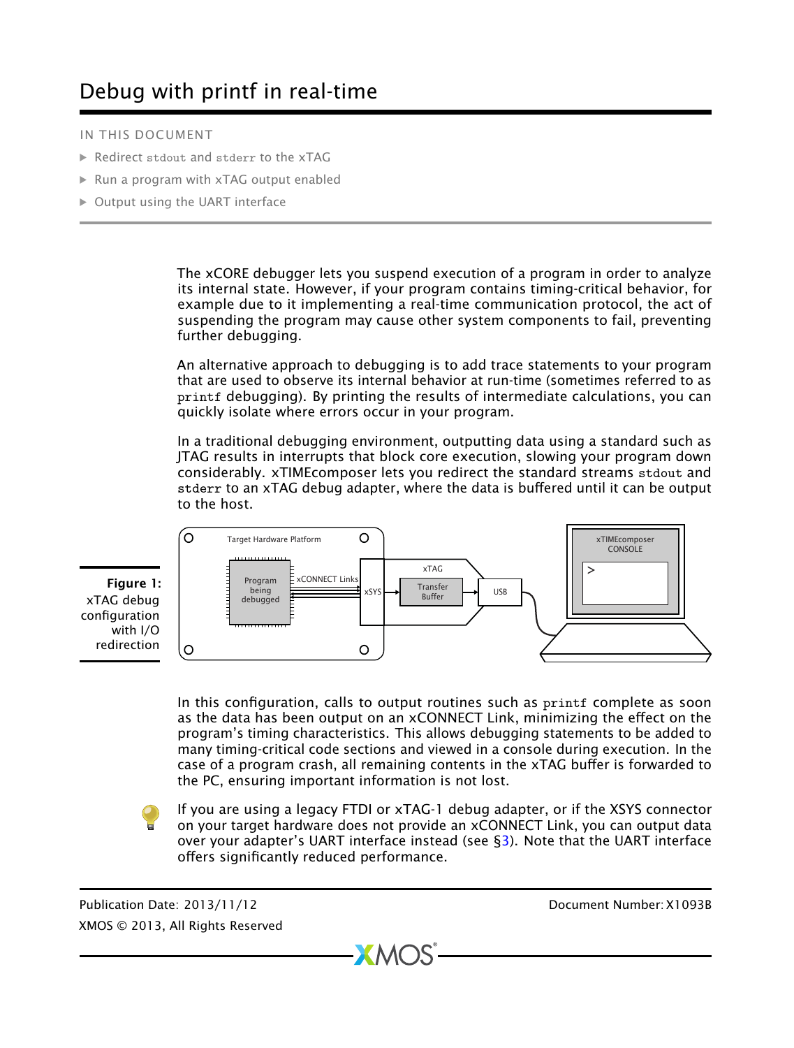# Debug with printf in real-time

IN THIS DOCUMENT

- Redirect `stdout` and `stderr` to the xTAG
- Run a program with xTAG output enabled
- Output using the UART interface

The xCORE debugger lets you suspend execution of a program in order to analyze its internal state. However, if your program contains timing-critical behavior, for example due to it implementing a real-time communication protocol, the act of suspending the program may cause other system components to fail, preventing further debugging.

An alternative approach to debugging is to add trace statements to your program that are used to observe its internal behavior at run-time (sometimes referred to as `printf` debugging). By printing the results of intermediate calculations, you can quickly isolate where errors occur in your program.

In a traditional debugging environment, outputting data using a standard such as JTAG results in interrupts that block core execution, slowing your program down considerably. xTIMEcomposer lets you redirect the standard streams `stdout` and `stderr` to an xTAG debug adapter, where the data is buffered until it can be output to the host.

**Figure 1:** xTAG debug configuration with I/O redirection

In this configuration, calls to output routines such as `printf` complete as soon as the data has been output on an xCONNECT Link, minimizing the effect on the program's timing characteristics. This allows debugging statements to be added to many timing-critical code sections and viewed in a console during execution. In the case of a program crash, all remaining contents in the xTAG buffer is forwarded to the PC, ensuring important information is not lost.

If you are using a legacy FTDI or xTAG-1 debug adapter, or if the XSYS connector on your target hardware does not provide an xCONNECT Link, you can output data over your adapter's UART interface instead (see §3). Note that the UART interface offers significantly reduced performance.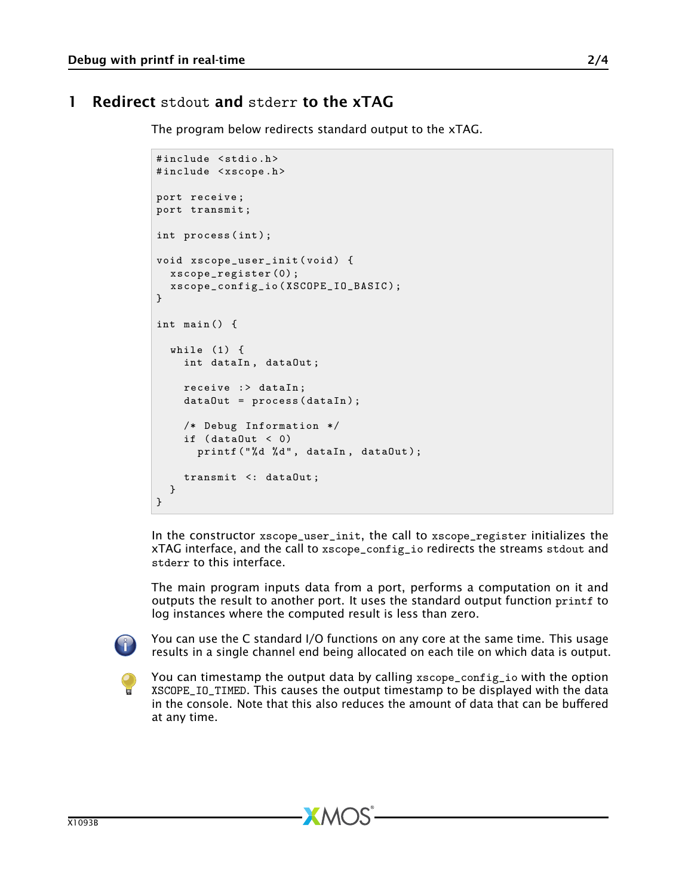# 1 Redirect stdout and stderr to the xTAG

The program below redirects standard output to the xTAG.

```
#include <stdio.h>
#include <xscope.h>

port receive;
port transmit;

int process(int);

void xscope_user_init(void) {
  xscope_register(0);
  xscope_config_io(XSCOPE_IO_BASIC);
}

int main() {

  while (1) {
    int dataIn, dataOut;

    receive :> dataIn;
    dataOut = process(dataIn);

    /* Debug Information */
    if (dataOut < 0)
      printf("%d %d", dataIn, dataOut);

    transmit <: dataOut;
  }
}
```

In the constructor `xscope_user_init`, the call to `xscope_register` initializes the xTAG interface, and the call to `xscope_config_io` redirects the streams `stdout` and `stderr` to this interface.

The main program inputs data from a port, performs a computation on it and outputs the result to another port. It uses the standard output function `printf` to log instances where the computed result is less than zero.

You can use the C standard I/O functions on any core at the same time. This usage results in a single channel end being allocated on each tile on which data is output.

You can timestamp the output data by calling `xscope_config_io` with the option `XSCOPE_IO_TIMED`. This causes the output timestamp to be displayed with the data in the console. Note that this also reduces the amount of data that can be buffered at any time.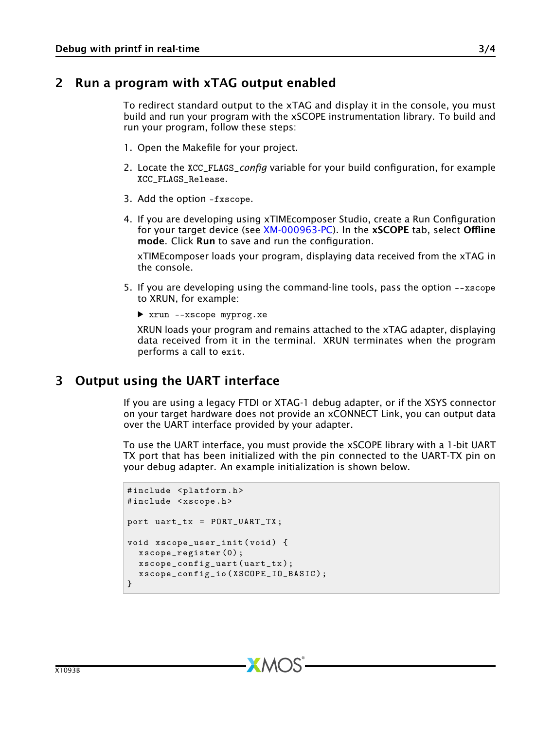## 2 Run a program with xTAG output enabled

To redirect standard output to the xTAG and display it in the console, you must build and run your program with the xSCOPE instrumentation library. To build and run your program, follow these steps:

1. Open the Makefile for your project.
2. Locate the `XCC_FLAGS_`*config* variable for your build configuration, for example `XCC_FLAGS_Release`.
3. Add the option `-fxscope`.
4. If you are developing using xTIMEcomposer Studio, create a Run Configuration for your target device (see XM-000963-PC). In the **xSCOPE** tab, select **Offline mode**. Click **Run** to save and run the configuration.

   xTIMEcomposer loads your program, displaying data received from the xTAG in the console.

5. If you are developing using the command-line tools, pass the option `--xscope` to XRUN, for example:

   ▶ `xrun --xscope myprog.xe`

   XRUN loads your program and remains attached to the xTAG adapter, displaying data received from it in the terminal. XRUN terminates when the program performs a call to `exit`.

## 3 Output using the UART interface

If you are using a legacy FTDI or XTAG-1 debug adapter, or if the XSYS connector on your target hardware does not provide an xCONNECT Link, you can output data over the UART interface provided by your adapter.

To use the UART interface, you must provide the xSCOPE library with a 1-bit UART TX port that has been initialized with the pin connected to the UART-TX pin on your debug adapter. An example initialization is shown below.

```
#include <platform.h>
#include <xscope.h>

port uart_tx = PORT_UART_TX;

void xscope_user_init(void) {
  xscope_register(0);
  xscope_config_uart(uart_tx);
  xscope_config_io(XSCOPE_IO_BASIC);
}
```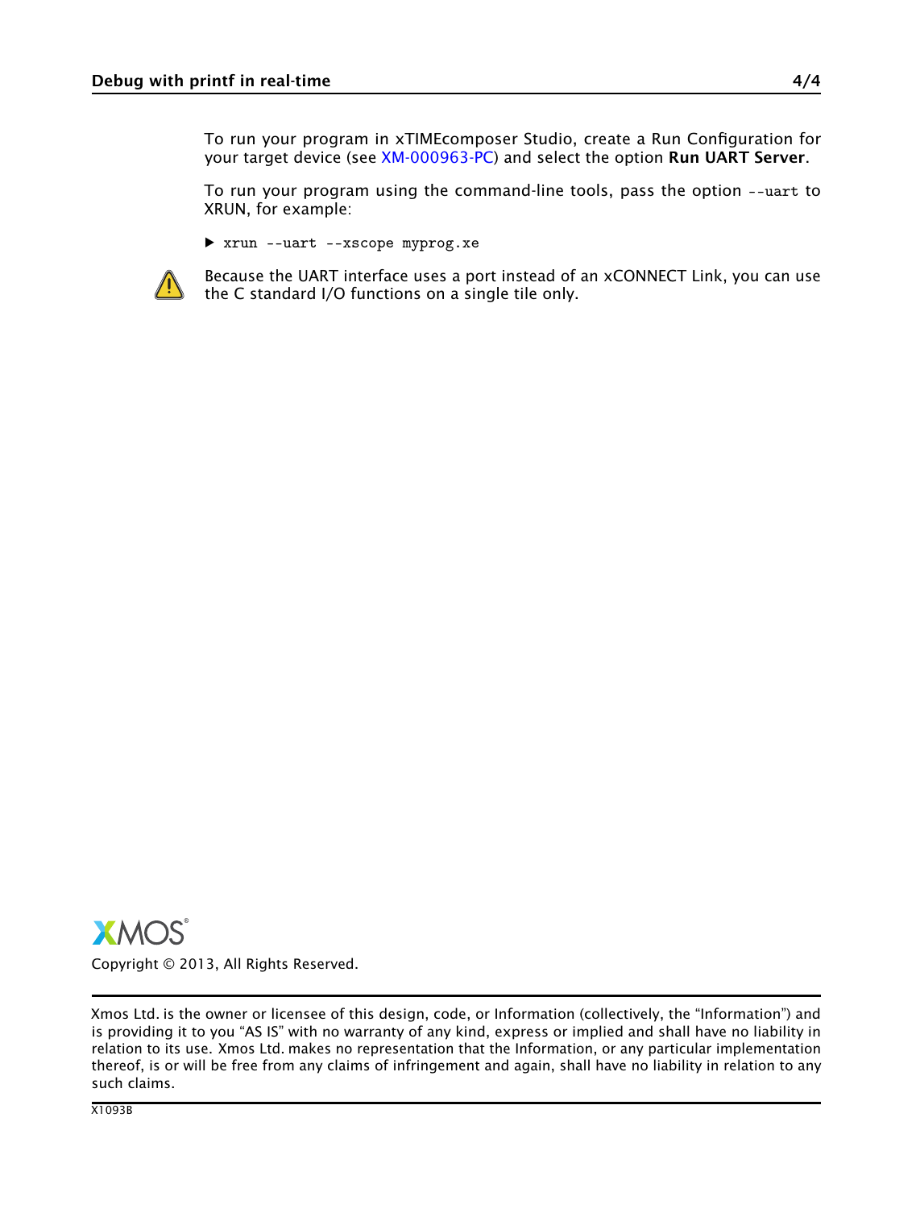To run your program in xTIMEcomposer Studio, create a Run Configuration for your target device (see XM-000963-PC) and select the option **Run UART Server**.

To run your program using the command-line tools, pass the option `--uart` to XRUN, for example:

```
xrun --uart --xscope myprog.xe
```

Because the UART interface uses a port instead of an xCONNECT Link, you can use the C standard I/O functions on a single tile only.

Copyright © 2013, All Rights Reserved.

Xmos Ltd. is the owner or licensee of this design, code, or Information (collectively, the “Information”) and is providing it to you “AS IS” with no warranty of any kind, express or implied and shall have no liability in relation to its use. Xmos Ltd. makes no representation that the Information, or any particular implementation thereof, is or will be free from any claims of infringement and again, shall have no liability in relation to any such claims.

X1093B